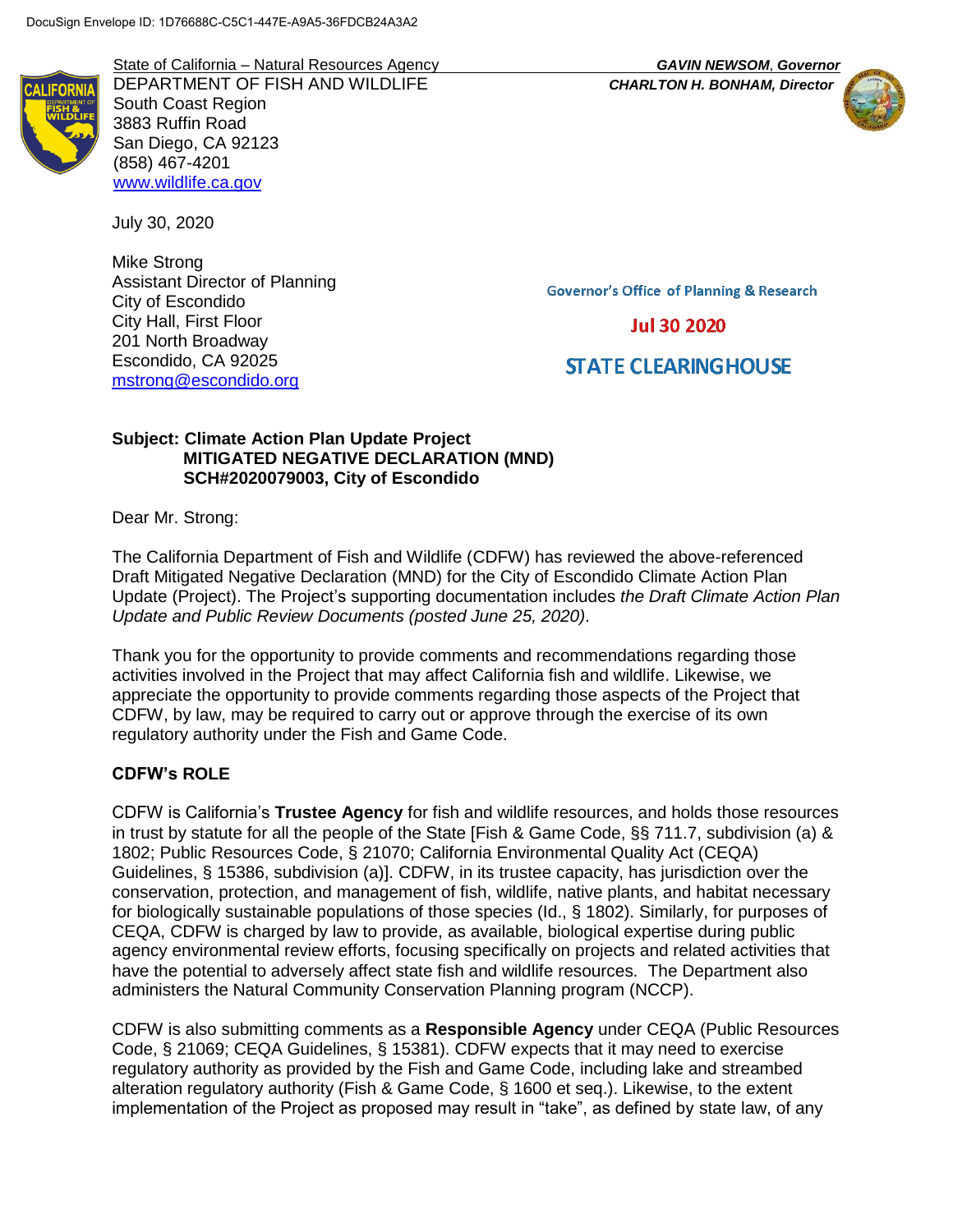DocuSign Envelope ID: 1D76688C-C5C1-447E-A9A5-36FDCB24A3A2

State of California – Natural Resources Agency
DEPARTMENT OF FISH AND WILDLIFE
South Coast Region
3883 Ruffin Road
San Diego, CA 92123
(858) 467-4201
www.wildlife.ca.gov

***GAVIN NEWSOM*, *Governor***
***CHARLTON H. BONHAM, Director***

July 30, 2020

Mike Strong
Assistant Director of Planning
City of Escondido
City Hall, First Floor
201 North Broadway
Escondido, CA 92025
mstrong@escondido.org

Governor's Office of Planning & Research

Jul 30 2020

STATE CLEARINGHOUSE

**Subject: Climate Action Plan Update Project**
**MITIGATED NEGATIVE DECLARATION (MND)**
**SCH#2020079003, City of Escondido**

Dear Mr. Strong:

The California Department of Fish and Wildlife (CDFW) has reviewed the above-referenced Draft Mitigated Negative Declaration (MND) for the City of Escondido Climate Action Plan Update (Project). The Project's supporting documentation includes *the Draft Climate Action Plan Update and Public Review Documents (posted June 25, 2020)*.

Thank you for the opportunity to provide comments and recommendations regarding those activities involved in the Project that may affect California fish and wildlife. Likewise, we appreciate the opportunity to provide comments regarding those aspects of the Project that CDFW, by law, may be required to carry out or approve through the exercise of its own regulatory authority under the Fish and Game Code.

**CDFW's ROLE**

CDFW is California's **Trustee Agency** for fish and wildlife resources, and holds those resources in trust by statute for all the people of the State [Fish & Game Code, §§ 711.7, subdivision (a) & 1802; Public Resources Code, § 21070; California Environmental Quality Act (CEQA) Guidelines, § 15386, subdivision (a)]. CDFW, in its trustee capacity, has jurisdiction over the conservation, protection, and management of fish, wildlife, native plants, and habitat necessary for biologically sustainable populations of those species (Id., § 1802). Similarly, for purposes of CEQA, CDFW is charged by law to provide, as available, biological expertise during public agency environmental review efforts, focusing specifically on projects and related activities that have the potential to adversely affect state fish and wildlife resources. The Department also administers the Natural Community Conservation Planning program (NCCP).

CDFW is also submitting comments as a **Responsible Agency** under CEQA (Public Resources Code, § 21069; CEQA Guidelines, § 15381). CDFW expects that it may need to exercise regulatory authority as provided by the Fish and Game Code, including lake and streambed alteration regulatory authority (Fish & Game Code, § 1600 et seq.). Likewise, to the extent implementation of the Project as proposed may result in "take", as defined by state law, of any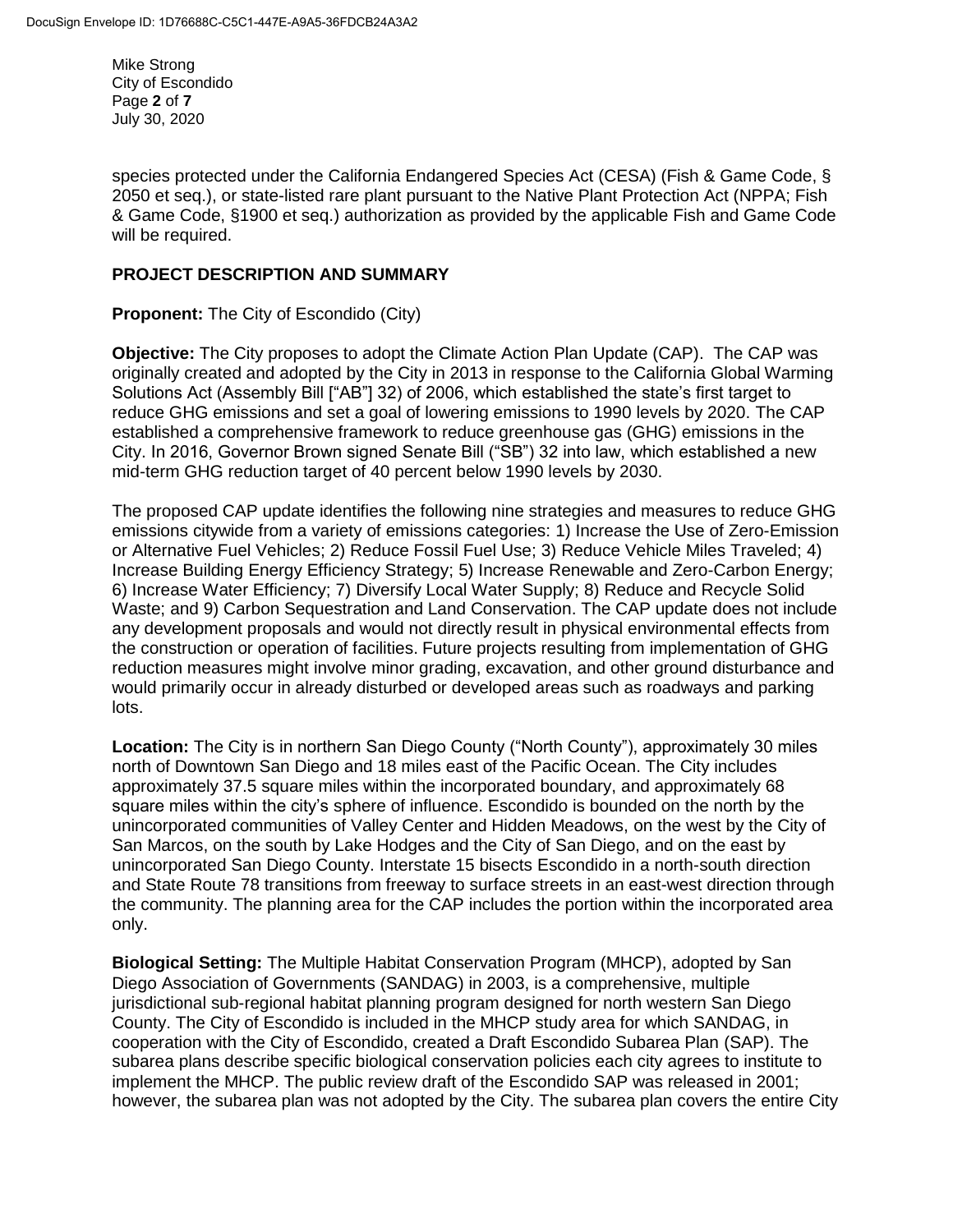species protected under the California Endangered Species Act (CESA) (Fish & Game Code, § 2050 et seq.), or state-listed rare plant pursuant to the Native Plant Protection Act (NPPA; Fish & Game Code, §1900 et seq.) authorization as provided by the applicable Fish and Game Code will be required.

## PROJECT DESCRIPTION AND SUMMARY

**Proponent:** The City of Escondido (City)

**Objective:** The City proposes to adopt the Climate Action Plan Update (CAP). The CAP was originally created and adopted by the City in 2013 in response to the California Global Warming Solutions Act (Assembly Bill ["AB"] 32) of 2006, which established the state's first target to reduce GHG emissions and set a goal of lowering emissions to 1990 levels by 2020. The CAP established a comprehensive framework to reduce greenhouse gas (GHG) emissions in the City. In 2016, Governor Brown signed Senate Bill ("SB") 32 into law, which established a new mid-term GHG reduction target of 40 percent below 1990 levels by 2030.

The proposed CAP update identifies the following nine strategies and measures to reduce GHG emissions citywide from a variety of emissions categories: 1) Increase the Use of Zero-Emission or Alternative Fuel Vehicles; 2) Reduce Fossil Fuel Use; 3) Reduce Vehicle Miles Traveled; 4) Increase Building Energy Efficiency Strategy; 5) Increase Renewable and Zero-Carbon Energy; 6) Increase Water Efficiency; 7) Diversify Local Water Supply; 8) Reduce and Recycle Solid Waste; and 9) Carbon Sequestration and Land Conservation. The CAP update does not include any development proposals and would not directly result in physical environmental effects from the construction or operation of facilities. Future projects resulting from implementation of GHG reduction measures might involve minor grading, excavation, and other ground disturbance and would primarily occur in already disturbed or developed areas such as roadways and parking lots.

**Location:** The City is in northern San Diego County ("North County"), approximately 30 miles north of Downtown San Diego and 18 miles east of the Pacific Ocean. The City includes approximately 37.5 square miles within the incorporated boundary, and approximately 68 square miles within the city's sphere of influence. Escondido is bounded on the north by the unincorporated communities of Valley Center and Hidden Meadows, on the west by the City of San Marcos, on the south by Lake Hodges and the City of San Diego, and on the east by unincorporated San Diego County. Interstate 15 bisects Escondido in a north-south direction and State Route 78 transitions from freeway to surface streets in an east-west direction through the community. The planning area for the CAP includes the portion within the incorporated area only.

**Biological Setting:** The Multiple Habitat Conservation Program (MHCP), adopted by San Diego Association of Governments (SANDAG) in 2003, is a comprehensive, multiple jurisdictional sub-regional habitat planning program designed for north western San Diego County. The City of Escondido is included in the MHCP study area for which SANDAG, in cooperation with the City of Escondido, created a Draft Escondido Subarea Plan (SAP). The subarea plans describe specific biological conservation policies each city agrees to institute to implement the MHCP. The public review draft of the Escondido SAP was released in 2001; however, the subarea plan was not adopted by the City. The subarea plan covers the entire City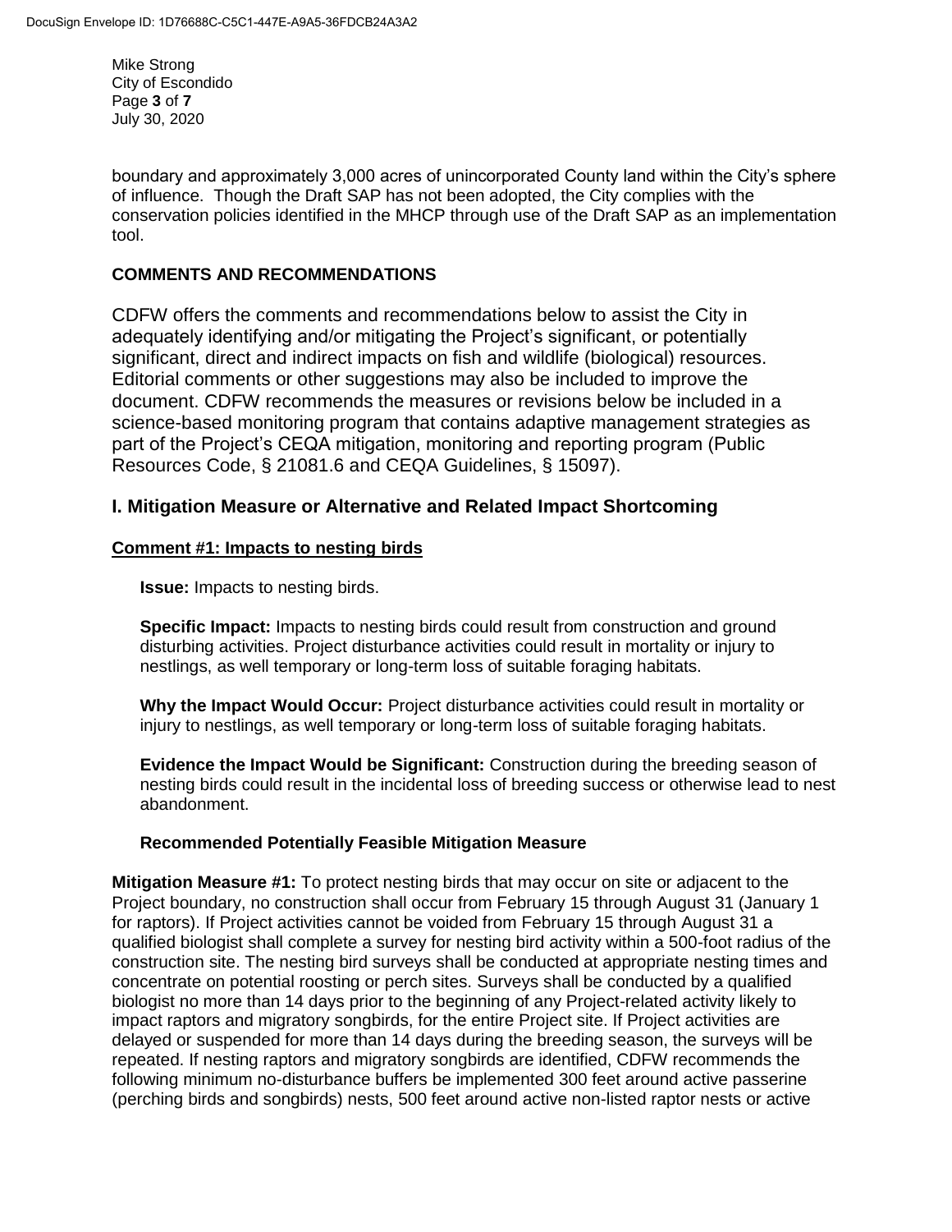boundary and approximately 3,000 acres of unincorporated County land within the City's sphere of influence. Though the Draft SAP has not been adopted, the City complies with the conservation policies identified in the MHCP through use of the Draft SAP as an implementation tool.

## COMMENTS AND RECOMMENDATIONS

CDFW offers the comments and recommendations below to assist the City in adequately identifying and/or mitigating the Project's significant, or potentially significant, direct and indirect impacts on fish and wildlife (biological) resources. Editorial comments or other suggestions may also be included to improve the document. CDFW recommends the measures or revisions below be included in a science-based monitoring program that contains adaptive management strategies as part of the Project's CEQA mitigation, monitoring and reporting program (Public Resources Code, § 21081.6 and CEQA Guidelines, § 15097).

## I. Mitigation Measure or Alternative and Related Impact Shortcoming

### Comment #1: Impacts to nesting birds

**Issue:** Impacts to nesting birds.

**Specific Impact:** Impacts to nesting birds could result from construction and ground disturbing activities. Project disturbance activities could result in mortality or injury to nestlings, as well temporary or long-term loss of suitable foraging habitats.

**Why the Impact Would Occur:** Project disturbance activities could result in mortality or injury to nestlings, as well temporary or long-term loss of suitable foraging habitats.

**Evidence the Impact Would be Significant:** Construction during the breeding season of nesting birds could result in the incidental loss of breeding success or otherwise lead to nest abandonment.

**Recommended Potentially Feasible Mitigation Measure**

**Mitigation Measure #1:** To protect nesting birds that may occur on site or adjacent to the Project boundary, no construction shall occur from February 15 through August 31 (January 1 for raptors). If Project activities cannot be voided from February 15 through August 31 a qualified biologist shall complete a survey for nesting bird activity within a 500-foot radius of the construction site. The nesting bird surveys shall be conducted at appropriate nesting times and concentrate on potential roosting or perch sites. Surveys shall be conducted by a qualified biologist no more than 14 days prior to the beginning of any Project-related activity likely to impact raptors and migratory songbirds, for the entire Project site. If Project activities are delayed or suspended for more than 14 days during the breeding season, the surveys will be repeated. If nesting raptors and migratory songbirds are identified, CDFW recommends the following minimum no-disturbance buffers be implemented 300 feet around active passerine (perching birds and songbirds) nests, 500 feet around active non-listed raptor nests or active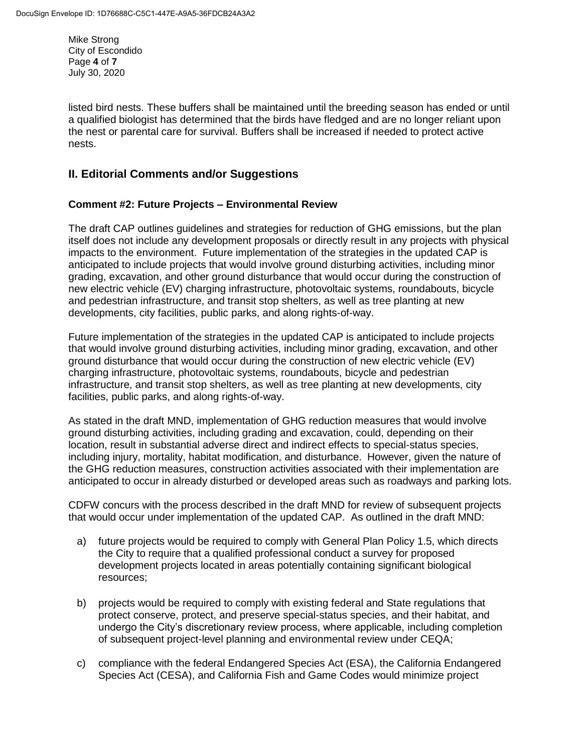listed bird nests. These buffers shall be maintained until the breeding season has ended or until a qualified biologist has determined that the birds have fledged and are no longer reliant upon the nest or parental care for survival. Buffers shall be increased if needed to protect active nests.

## II. Editorial Comments and/or Suggestions

### Comment #2: Future Projects – Environmental Review

The draft CAP outlines guidelines and strategies for reduction of GHG emissions, but the plan itself does not include any development proposals or directly result in any projects with physical impacts to the environment. Future implementation of the strategies in the updated CAP is anticipated to include projects that would involve ground disturbing activities, including minor grading, excavation, and other ground disturbance that would occur during the construction of new electric vehicle (EV) charging infrastructure, photovoltaic systems, roundabouts, bicycle and pedestrian infrastructure, and transit stop shelters, as well as tree planting at new developments, city facilities, public parks, and along rights-of-way.

Future implementation of the strategies in the updated CAP is anticipated to include projects that would involve ground disturbing activities, including minor grading, excavation, and other ground disturbance that would occur during the construction of new electric vehicle (EV) charging infrastructure, photovoltaic systems, roundabouts, bicycle and pedestrian infrastructure, and transit stop shelters, as well as tree planting at new developments, city facilities, public parks, and along rights-of-way.

As stated in the draft MND, implementation of GHG reduction measures that would involve ground disturbing activities, including grading and excavation, could, depending on their location, result in substantial adverse direct and indirect effects to special-status species, including injury, mortality, habitat modification, and disturbance. However, given the nature of the GHG reduction measures, construction activities associated with their implementation are anticipated to occur in already disturbed or developed areas such as roadways and parking lots.

CDFW concurs with the process described in the draft MND for review of subsequent projects that would occur under implementation of the updated CAP. As outlined in the draft MND:

a) future projects would be required to comply with General Plan Policy 1.5, which directs the City to require that a qualified professional conduct a survey for proposed development projects located in areas potentially containing significant biological resources;

b) projects would be required to comply with existing federal and State regulations that protect conserve, protect, and preserve special-status species, and their habitat, and undergo the City's discretionary review process, where applicable, including completion of subsequent project-level planning and environmental review under CEQA;

c) compliance with the federal Endangered Species Act (ESA), the California Endangered Species Act (CESA), and California Fish and Game Codes would minimize project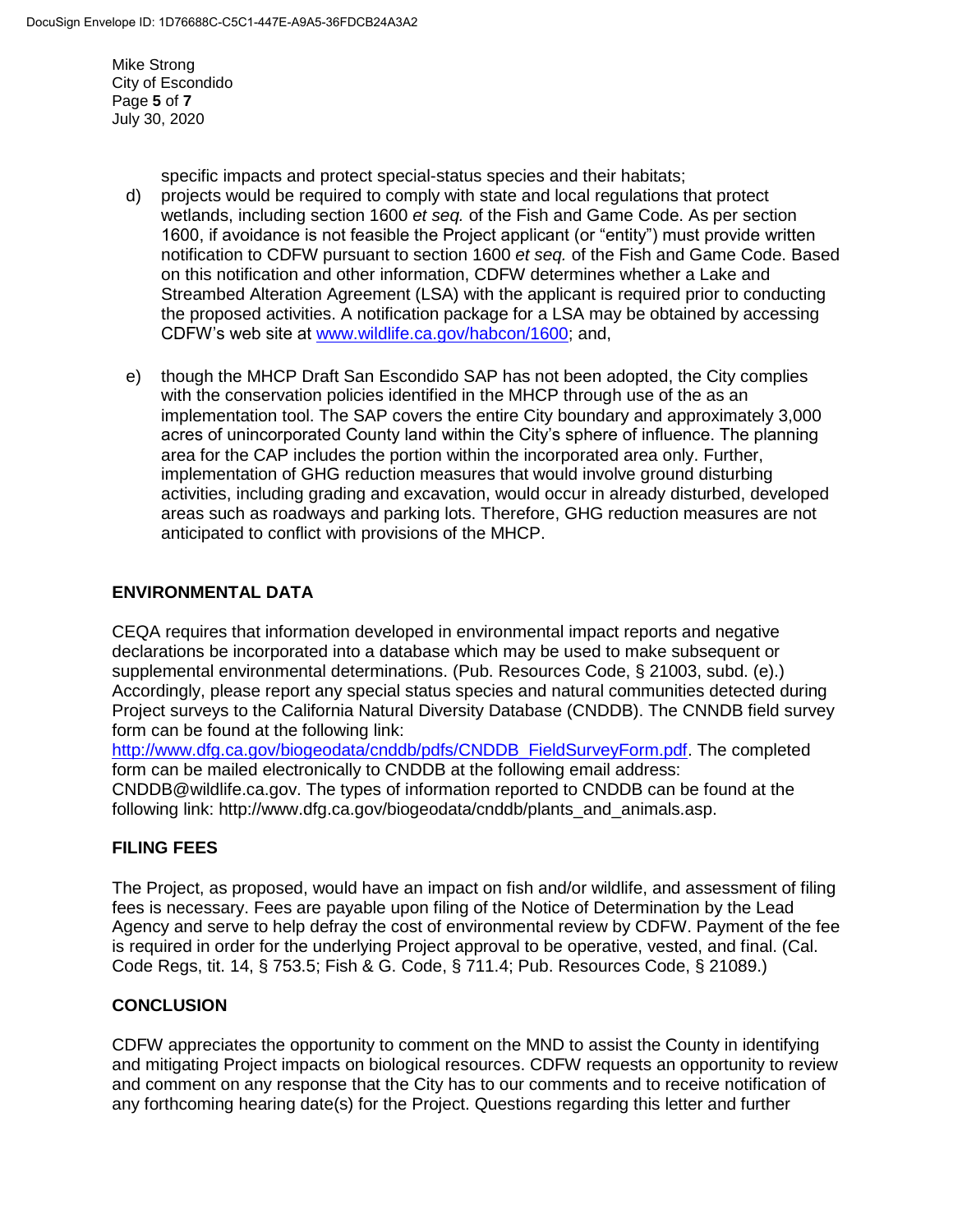specific impacts and protect special-status species and their habitats;

d) projects would be required to comply with state and local regulations that protect wetlands, including section 1600 *et seq.* of the Fish and Game Code. As per section 1600, if avoidance is not feasible the Project applicant (or "entity") must provide written notification to CDFW pursuant to section 1600 *et seq.* of the Fish and Game Code. Based on this notification and other information, CDFW determines whether a Lake and Streambed Alteration Agreement (LSA) with the applicant is required prior to conducting the proposed activities. A notification package for a LSA may be obtained by accessing CDFW's web site at [www.wildlife.ca.gov/habcon/1600](www.wildlife.ca.gov/habcon/1600); and,

e) though the MHCP Draft San Escondido SAP has not been adopted, the City complies with the conservation policies identified in the MHCP through use of the as an implementation tool. The SAP covers the entire City boundary and approximately 3,000 acres of unincorporated County land within the City's sphere of influence. The planning area for the CAP includes the portion within the incorporated area only. Further, implementation of GHG reduction measures that would involve ground disturbing activities, including grading and excavation, would occur in already disturbed, developed areas such as roadways and parking lots. Therefore, GHG reduction measures are not anticipated to conflict with provisions of the MHCP.

## ENVIRONMENTAL DATA

CEQA requires that information developed in environmental impact reports and negative declarations be incorporated into a database which may be used to make subsequent or supplemental environmental determinations. (Pub. Resources Code, § 21003, subd. (e).) Accordingly, please report any special status species and natural communities detected during Project surveys to the California Natural Diversity Database (CNDDB). The CNNDB field survey form can be found at the following link: [http://www.dfg.ca.gov/biogeodata/cnddb/pdfs/CNDDB_FieldSurveyForm.pdf](http://www.dfg.ca.gov/biogeodata/cnddb/pdfs/CNDDB_FieldSurveyForm.pdf). The completed form can be mailed electronically to CNDDB at the following email address: CNDDB@wildlife.ca.gov. The types of information reported to CNDDB can be found at the following link: http://www.dfg.ca.gov/biogeodata/cnddb/plants_and_animals.asp.

## FILING FEES

The Project, as proposed, would have an impact on fish and/or wildlife, and assessment of filing fees is necessary. Fees are payable upon filing of the Notice of Determination by the Lead Agency and serve to help defray the cost of environmental review by CDFW. Payment of the fee is required in order for the underlying Project approval to be operative, vested, and final. (Cal. Code Regs, tit. 14, § 753.5; Fish & G. Code, § 711.4; Pub. Resources Code, § 21089.)

## CONCLUSION

CDFW appreciates the opportunity to comment on the MND to assist the County in identifying and mitigating Project impacts on biological resources. CDFW requests an opportunity to review and comment on any response that the City has to our comments and to receive notification of any forthcoming hearing date(s) for the Project. Questions regarding this letter and further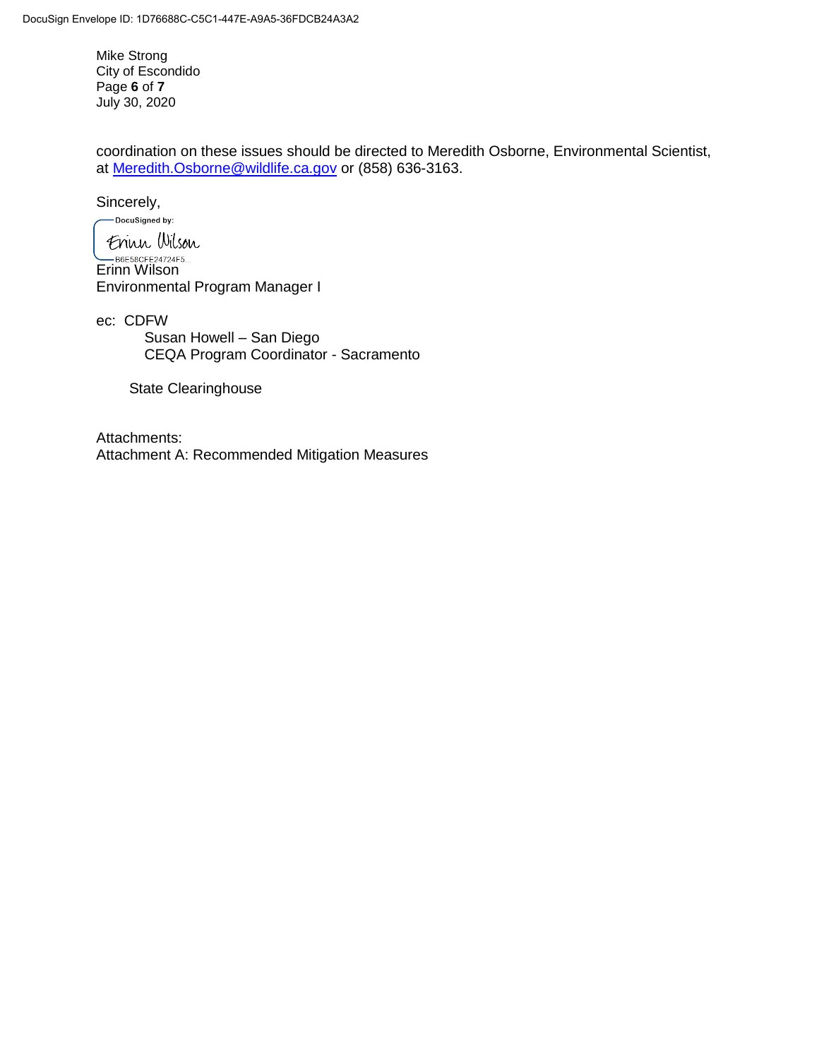coordination on these issues should be directed to Meredith Osborne, Environmental Scientist, at Meredith.Osborne@wildlife.ca.gov or (858) 636-3163.

Sincerely,

DocuSigned by:
Erinn Wilson
B6E58CFE24724F5...

Erinn Wilson
Environmental Program Manager I

ec: CDFW
Susan Howell – San Diego
CEQA Program Coordinator - Sacramento

State Clearinghouse

Attachments:
Attachment A: Recommended Mitigation Measures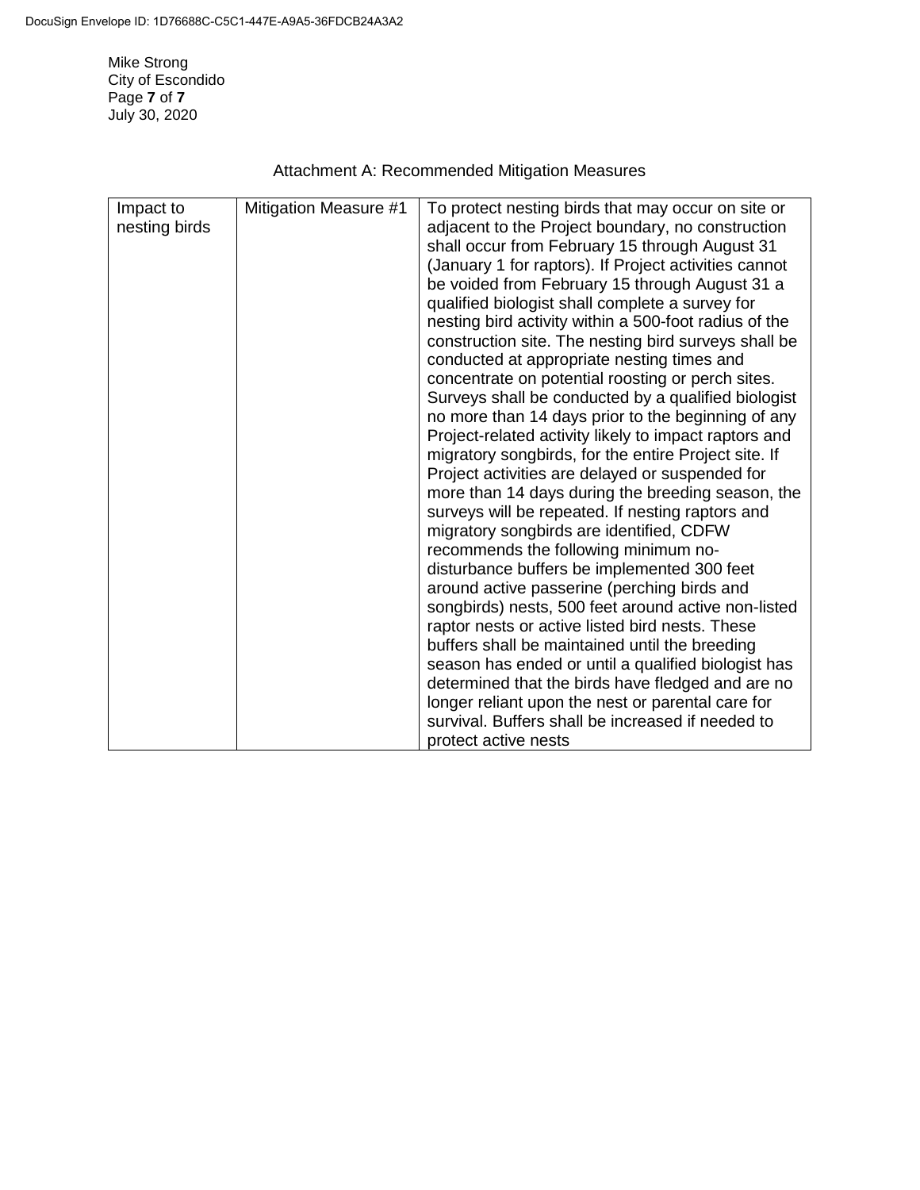Attachment A: Recommended Mitigation Measures

| | | |
|---|---|---|
| Impact to nesting birds | Mitigation Measure #1 | To protect nesting birds that may occur on site or adjacent to the Project boundary, no construction shall occur from February 15 through August 31 (January 1 for raptors). If Project activities cannot be voided from February 15 through August 31 a qualified biologist shall complete a survey for nesting bird activity within a 500-foot radius of the construction site. The nesting bird surveys shall be conducted at appropriate nesting times and concentrate on potential roosting or perch sites. Surveys shall be conducted by a qualified biologist no more than 14 days prior to the beginning of any Project-related activity likely to impact raptors and migratory songbirds, for the entire Project site. If Project activities are delayed or suspended for more than 14 days during the breeding season, the surveys will be repeated. If nesting raptors and migratory songbirds are identified, CDFW recommends the following minimum no-disturbance buffers be implemented 300 feet around active passerine (perching birds and songbirds) nests, 500 feet around active non-listed raptor nests or active listed bird nests. These buffers shall be maintained until the breeding season has ended or until a qualified biologist has determined that the birds have fledged and are no longer reliant upon the nest or parental care for survival. Buffers shall be increased if needed to protect active nests |